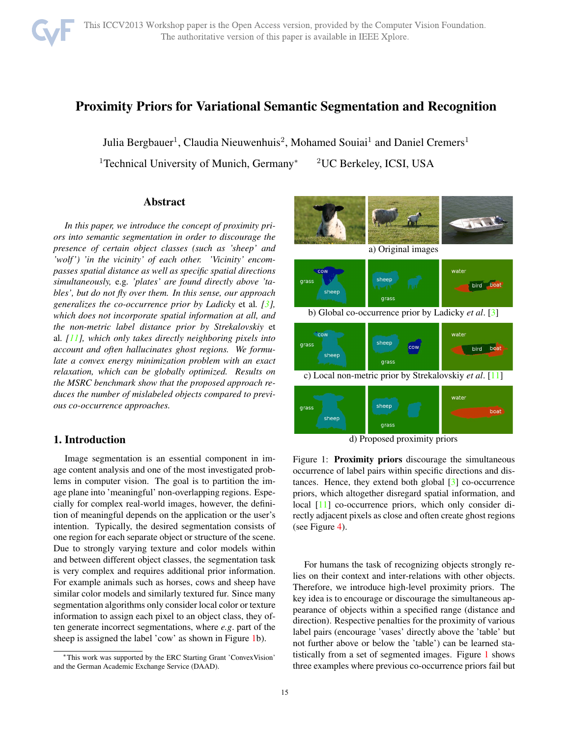# Proximity Priors for Variational Semantic Segmentation and Recognition

Julia Bergbauer[1], Claudia Nieuwenhuis[2], Mohamed Souiai[1] and Daniel Cremers[1]

[1]Technical University of Munich, Germany*  [2]UC Berkeley, ICSI, USA

## Abstract

*In this paper, we introduce the concept of proximity priors into semantic segmentation in order to discourage the presence of certain object classes (such as 'sheep' and 'wolf') 'in the vicinity' of each other. 'Vicinity' encompasses spatial distance as well as specific spatial directions simultaneously,* e.g. *'plates' are found directly above 'tables', but do not fly over them. In this sense, our approach generalizes the co-occurrence prior by Ladicky* et al. *[3], which does not incorporate spatial information at all, and the non-metric label distance prior by Strekalovskiy* et al. *[11], which only takes directly neighboring pixels into account and often hallucinates ghost regions. We formulate a convex energy minimization problem with an exact relaxation, which can be globally optimized. Results on the MSRC benchmark show that the proposed approach reduces the number of mislabeled objects compared to previous co-occurrence approaches.*

## 1. Introduction

Image segmentation is an essential component in image content analysis and one of the most investigated problems in computer vision. The goal is to partition the image plane into 'meaningful' non-overlapping regions. Especially for complex real-world images, however, the definition of meaningful depends on the application or the user's intention. Typically, the desired segmentation consists of one region for each separate object or structure of the scene. Due to strongly varying texture and color models within and between different object classes, the segmentation task is very complex and requires additional prior information. For example animals such as horses, cows and sheep have similar color models and similarly textured fur. Since many segmentation algorithms only consider local color or texture information to assign each pixel to an object class, they often generate incorrect segmentations, where *e.g.* part of the sheep is assigned the label 'cow' as shown in Figure 1b).

a) Original images

b) Global co-occurrence prior by Ladicky *et al*. [3]

c) Local non-metric prior by Strekalovskiy *et al*. [11]

d) Proposed proximity priors

Figure 1: **Proximity priors** discourage the simultaneous occurrence of label pairs within specific directions and distances. Hence, they extend both global [3] co-occurrence priors, which altogether disregard spatial information, and local [11] co-occurrence priors, which only consider directly adjacent pixels as close and often create ghost regions (see Figure 4).

For humans the task of recognizing objects strongly relies on their context and inter-relations with other objects. Therefore, we introduce high-level proximity priors. The key idea is to encourage or discourage the simultaneous appearance of objects within a specified range (distance and direction). Respective penalties for the proximity of various label pairs (encourage 'vases' directly above the 'table' but not further above or below the 'table') can be learned statistically from a set of segmented images. Figure 1 shows three examples where previous co-occurrence priors fail but

*This work was supported by the ERC Starting Grant 'ConvexVision' and the German Academic Exchange Service (DAAD).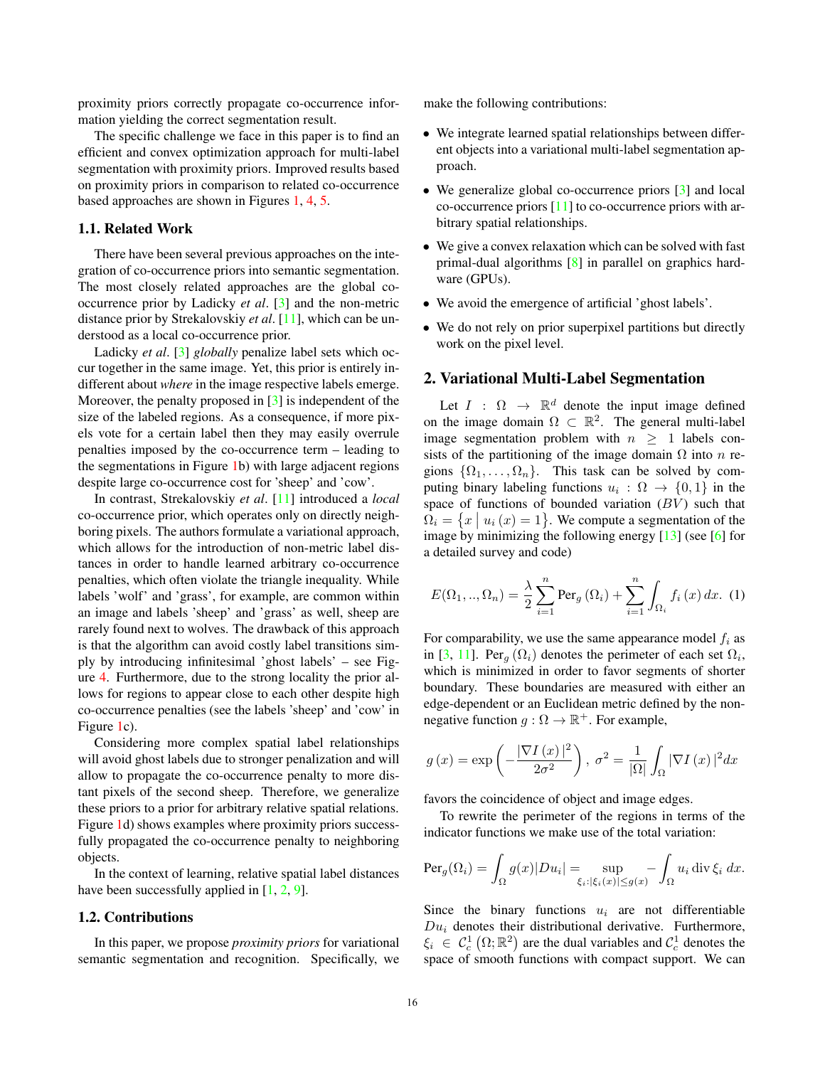proximity priors correctly propagate co-occurrence information yielding the correct segmentation result.

The specific challenge we face in this paper is to find an efficient and convex optimization approach for multi-label segmentation with proximity priors. Improved results based on proximity priors in comparison to related co-occurrence based approaches are shown in Figures 1, 4, 5.

### 1.1. Related Work

There have been several previous approaches on the integration of co-occurrence priors into semantic segmentation. The most closely related approaches are the global co-occurrence prior by Ladicky *et al*. [3] and the non-metric distance prior by Strekalovskiy *et al*. [11], which can be understood as a local co-occurrence prior.

Ladicky *et al*. [3] *globally* penalize label sets which occur together in the same image. Yet, this prior is entirely indifferent about *where* in the image respective labels emerge. Moreover, the penalty proposed in [3] is independent of the size of the labeled regions. As a consequence, if more pixels vote for a certain label then they may easily overrule penalties imposed by the co-occurrence term – leading to the segmentations in Figure 1b) with large adjacent regions despite large co-occurrence cost for 'sheep' and 'cow'.

In contrast, Strekalovskiy *et al*. [11] introduced a *local* co-occurrence prior, which operates only on directly neighboring pixels. The authors formulate a variational approach, which allows for the introduction of non-metric label distances in order to handle learned arbitrary co-occurrence penalties, which often violate the triangle inequality. While labels 'wolf' and 'grass', for example, are common within an image and labels 'sheep' and 'grass' as well, sheep are rarely found next to wolves. The drawback of this approach is that the algorithm can avoid costly label transitions simply by introducing infinitesimal 'ghost labels' – see Figure 4. Furthermore, due to the strong locality the prior allows for regions to appear close to each other despite high co-occurrence penalties (see the labels 'sheep' and 'cow' in Figure 1c).

Considering more complex spatial label relationships will avoid ghost labels due to stronger penalization and will allow to propagate the co-occurrence penalty to more distant pixels of the second sheep. Therefore, we generalize these priors to a prior for arbitrary relative spatial relations. Figure 1d) shows examples where proximity priors successfully propagated the co-occurrence penalty to neighboring objects.

In the context of learning, relative spatial label distances have been successfully applied in [1, 2, 9].

### 1.2. Contributions

In this paper, we propose *proximity priors* for variational semantic segmentation and recognition. Specifically, we make the following contributions:

- We integrate learned spatial relationships between different objects into a variational multi-label segmentation approach.
- We generalize global co-occurrence priors [3] and local co-occurrence priors [11] to co-occurrence priors with arbitrary spatial relationships.
- We give a convex relaxation which can be solved with fast primal-dual algorithms [8] in parallel on graphics hardware (GPUs).
- We avoid the emergence of artificial 'ghost labels'.
- We do not rely on prior superpixel partitions but directly work on the pixel level.

## 2. Variational Multi-Label Segmentation

Let $I : \Omega \to \mathbb{R}^d$ denote the input image defined on the image domain $\Omega \subset \mathbb{R}^2$. The general multi-label image segmentation problem with $n \geq 1$ labels consists of the partitioning of the image domain $\Omega$ into $n$ regions $\{\Omega_1, \ldots, \Omega_n\}$. This task can be solved by computing binary labeling functions $u_i : \Omega \to \{0, 1\}$ in the space of functions of bounded variation ($BV$) such that $\Omega_i = \{x \mid u_i(x) = 1\}$. We compute a segmentation of the image by minimizing the following energy [13] (see [6] for a detailed survey and code)

$$E(\Omega_1, .., \Omega_n) = \frac{\lambda}{2} \sum_{i=1}^{n} \mathrm{Per}_g(\Omega_i) + \sum_{i=1}^{n} \int_{\Omega_i} f_i(x)\, dx. \quad (1)$$

For comparability, we use the same appearance model $f_i$ as in [3, 11]. $\mathrm{Per}_g(\Omega_i)$ denotes the perimeter of each set $\Omega_i$, which is minimized in order to favor segments of shorter boundary. These boundaries are measured with either an edge-dependent or an Euclidean metric defined by the non-negative function $g : \Omega \to \mathbb{R}^+$. For example,

$$g(x) = \exp\left(-\frac{|\nabla I(x)|^2}{2\sigma^2}\right), \; \sigma^2 = \frac{1}{|\Omega|}\int_{\Omega} |\nabla I(x)|^2 dx$$

favors the coincidence of object and image edges.

To rewrite the perimeter of the regions in terms of the indicator functions we make use of the total variation:

$$\mathrm{Per}_g(\Omega_i) = \int_{\Omega} g(x)|Du_i| = \sup_{\xi_i : |\xi_i(x)| \leq g(x)} -\int_{\Omega} u_i \operatorname{div} \xi_i \, dx.$$

Since the binary functions $u_i$ are not differentiable $Du_i$ denotes their distributional derivative. Furthermore, $\xi_i \in \mathcal{C}_c^1(\Omega; \mathbb{R}^2)$ are the dual variables and $\mathcal{C}_c^1$ denotes the space of smooth functions with compact support. We can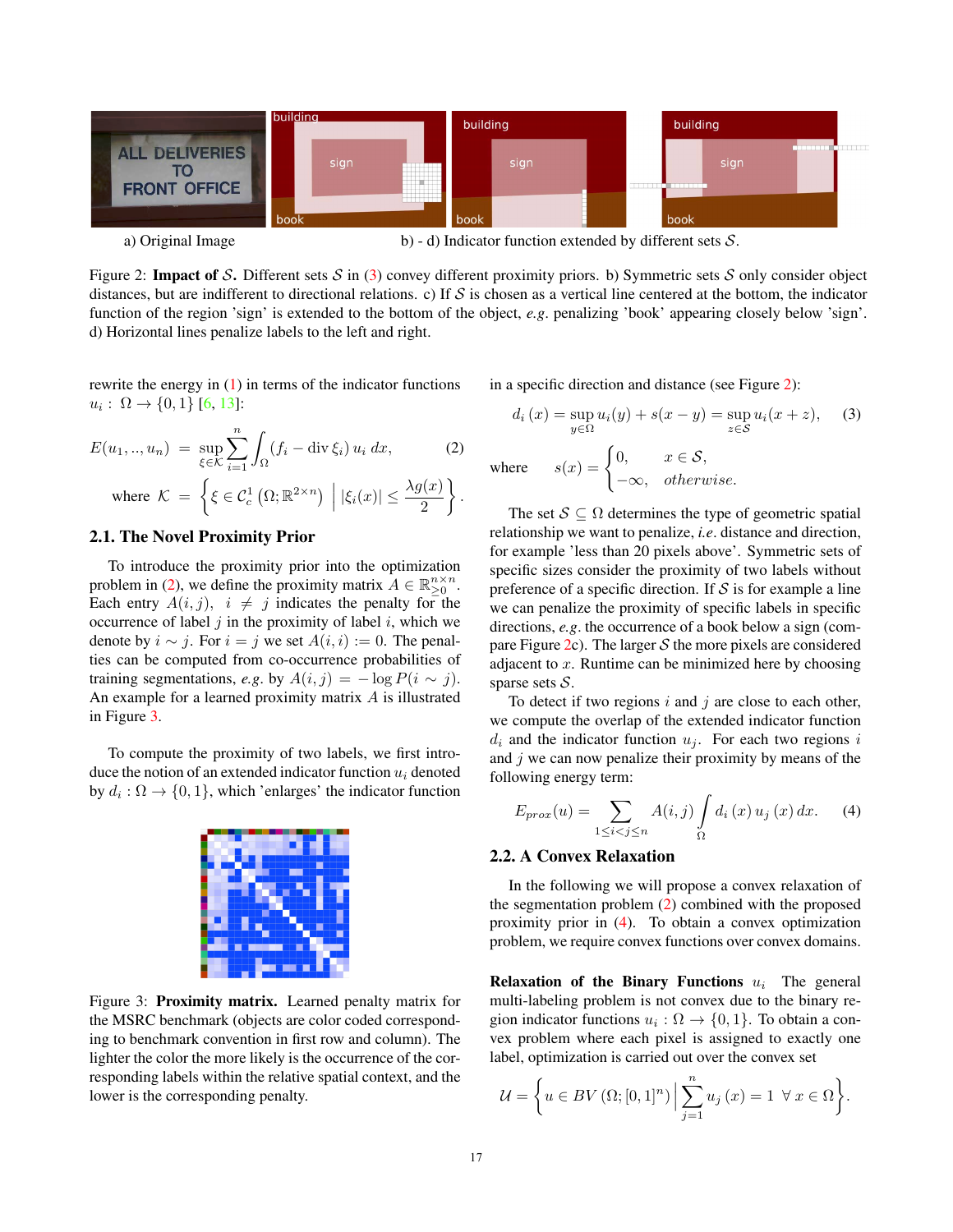a) Original Image b) - d) Indicator function extended by different sets $\mathcal{S}$.

Figure 2: **Impact of $\mathcal{S}$.** Different sets $\mathcal{S}$ in (3) convey different proximity priors. b) Symmetric sets $\mathcal{S}$ only consider object distances, but are indifferent to directional relations. c) If $\mathcal{S}$ is chosen as a vertical line centered at the bottom, the indicator function of the region 'sign' is extended to the bottom of the object, *e.g.* penalizing 'book' appearing closely below 'sign'. d) Horizontal lines penalize labels to the left and right.

rewrite the energy in (1) in terms of the indicator functions $u_i : \Omega \to \{0, 1\}$ [6, 13]:

$$E(u_1, .., u_n) = \sup_{\xi \in \mathcal{K}} \sum_{i=1}^{n} \int_{\Omega} (f_i - \operatorname{div} \xi_i)\, u_i \, dx, \tag{2}$$

$$\text{where } \mathcal{K} = \left\{ \xi \in \mathcal{C}_c^1\left(\Omega; \mathbb{R}^{2\times n}\right) \;\middle|\; |\xi_i(x)| \leq \frac{\lambda g(x)}{2} \right\}.$$

## 2.1. The Novel Proximity Prior

To introduce the proximity prior into the optimization problem in (2), we define the proximity matrix $A \in \mathbb{R}^{n \times n}_{\geq 0}$. Each entry $A(i, j)$, $i \neq j$ indicates the penalty for the occurrence of label $j$ in the proximity of label $i$, which we denote by $i \sim j$. For $i = j$ we set $A(i, i) := 0$. The penalties can be computed from co-occurrence probabilities of training segmentations, *e.g.* by $A(i, j) = -\log P(i \sim j)$. An example for a learned proximity matrix $A$ is illustrated in Figure 3.

To compute the proximity of two labels, we first introduce the notion of an extended indicator function $u_i$ denoted by $d_i : \Omega \to \{0, 1\}$, which 'enlarges' the indicator function in a specific direction and distance (see Figure 2):

$$d_i\,(x) = \sup_{y \in \Omega} u_i(y) + s(x - y) = \sup_{z \in \mathcal{S}} u_i(x + z), \tag{3}$$

$$\text{where} \quad s(x) = \begin{cases} 0, & x \in \mathcal{S}, \\ -\infty, & \textit{otherwise}. \end{cases}$$

The set $\mathcal{S} \subseteq \Omega$ determines the type of geometric spatial relationship we want to penalize, *i.e.* distance and direction, for example 'less than 20 pixels above'. Symmetric sets of specific sizes consider the proximity of two labels without preference of a specific direction. If $\mathcal{S}$ is for example a line we can penalize the proximity of specific labels in specific directions, *e.g.* the occurrence of a book below a sign (compare Figure 2c). The larger $\mathcal{S}$ the more pixels are considered adjacent to $x$. Runtime can be minimized here by choosing sparse sets $\mathcal{S}$.

To detect if two regions $i$ and $j$ are close to each other, we compute the overlap of the extended indicator function $d_i$ and the indicator function $u_j$. For each two regions $i$ and $j$ we can now penalize their proximity by means of the following energy term:

$$E_{prox}(u) = \sum_{1 \leq i < j \leq n} A(i, j) \int_{\Omega} d_i\,(x)\, u_j\,(x)\, dx. \tag{4}$$

Figure 3: **Proximity matrix.** Learned penalty matrix for the MSRC benchmark (objects are color coded corresponding to benchmark convention in first row and column). The lighter the color the more likely is the occurrence of the corresponding labels within the relative spatial context, and the lower is the corresponding penalty.

## 2.2. A Convex Relaxation

In the following we will propose a convex relaxation of the segmentation problem (2) combined with the proposed proximity prior in (4). To obtain a convex optimization problem, we require convex functions over convex domains.

**Relaxation of the Binary Functions $u_i$** The general multi-labeling problem is not convex due to the binary region indicator functions $u_i : \Omega \to \{0, 1\}$. To obtain a convex problem where each pixel is assigned to exactly one label, optimization is carried out over the convex set

$$\mathcal{U} = \left\{ u \in BV\left(\Omega; [0, 1]^n\right) \;\middle|\; \sum_{j=1}^{n} u_j\,(x) = 1 \;\; \forall\, x \in \Omega \right\}.$$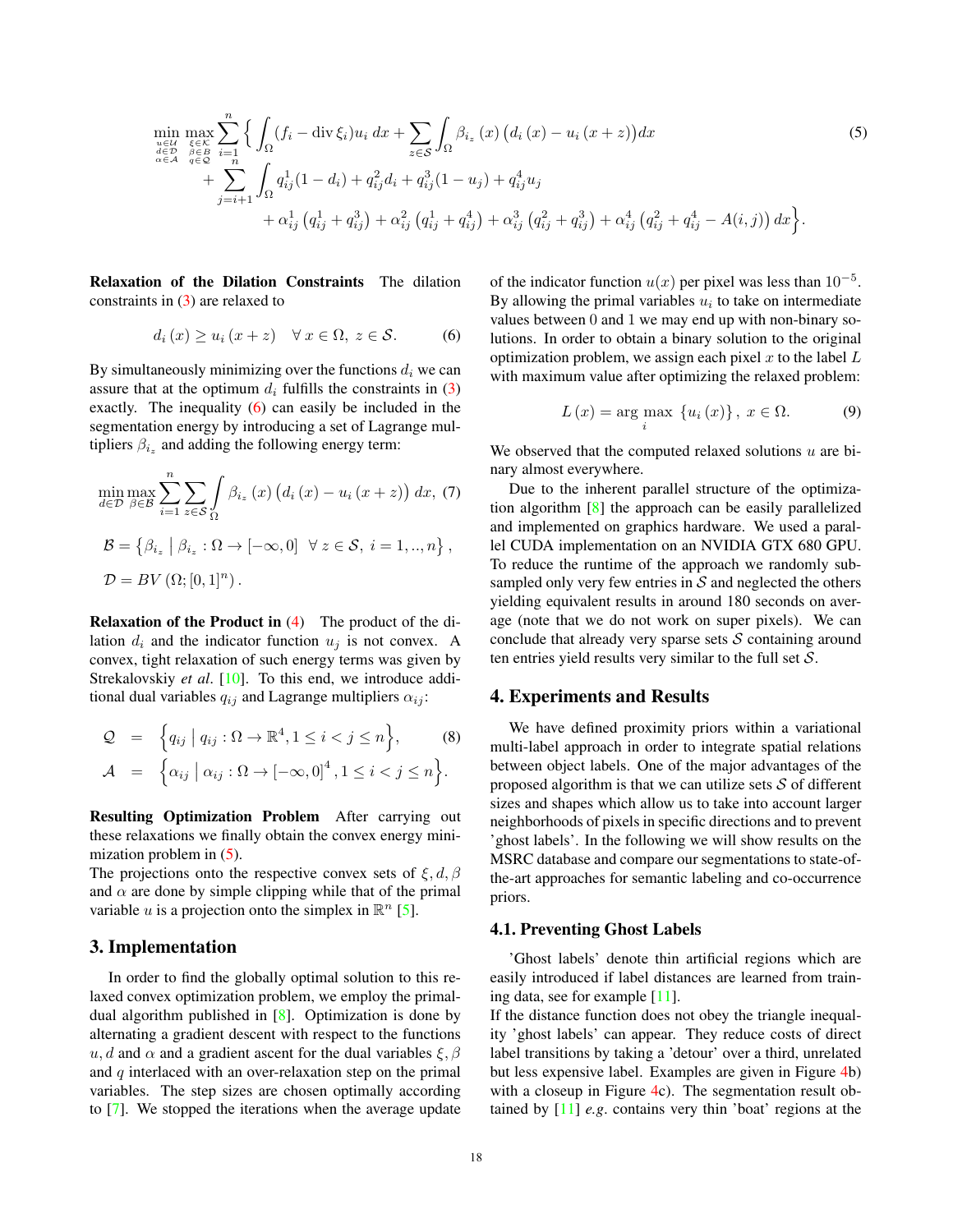$$
\begin{aligned}
\min_{\substack{u \in \mathcal{U} \\ d \in \mathcal{D} \\ \alpha \in \mathcal{A}}} \max_{\substack{\xi \in \mathcal{K} \\ \beta \in \mathcal{B} \\ q \in \mathcal{Q}}} \sum_{i=1}^{n} \Big\{ & \int_\Omega (f_i - \operatorname{div} \xi_i) u_i \, dx + \sum_{z \in \mathcal{S}} \int_\Omega \beta_{i_z}(x) \big( d_i(x) - u_i(x+z) \big) dx \\
& + \sum_{j=i+1}^{n} \int_\Omega q_{ij}^1 (1 - d_i) + q_{ij}^2 d_i + q_{ij}^3 (1 - u_j) + q_{ij}^4 u_j \\
& \quad + \alpha_{ij}^1 \left( q_{ij}^1 + q_{ij}^3 \right) + \alpha_{ij}^2 \left( q_{ij}^1 + q_{ij}^4 \right) + \alpha_{ij}^3 \left( q_{ij}^2 + q_{ij}^3 \right) + \alpha_{ij}^4 \left( q_{ij}^2 + q_{ij}^4 - A(i,j) \right) dx \Big\}.
\end{aligned}
\tag{5}
$$

**Relaxation of the Dilation Constraints** The dilation constraints in (3) are relaxed to

$$
d_i(x) \geq u_i(x+z) \quad \forall\, x \in \Omega,\ z \in \mathcal{S}. \tag{6}
$$

By simultaneously minimizing over the functions $d_i$ we can assure that at the optimum $d_i$ fulfills the constraints in (3) exactly. The inequality (6) can easily be included in the segmentation energy by introducing a set of Lagrange multipliers $\beta_{i_z}$ and adding the following energy term:

$$
\min_{d \in \mathcal{D}} \max_{\beta \in \mathcal{B}} \sum_{i=1}^{n} \sum_{z \in \mathcal{S}} \int_\Omega \beta_{i_z}(x) \big( d_i(x) - u_i(x+z) \big)\, dx, \tag{7}
$$

$$
\mathcal{B} = \left\{ \beta_{i_z} \;\middle|\; \beta_{i_z} : \Omega \to [-\infty, 0] \;\; \forall\, z \in \mathcal{S},\ i = 1,..,n \right\},
$$

$$
\mathcal{D} = BV\left(\Omega; [0,1]^n\right).
$$

**Relaxation of the Product in (4)** The product of the dilation $d_i$ and the indicator function $u_j$ is not convex. A convex, tight relaxation of such energy terms was given by Strekalovskiy *et al*. [10]. To this end, we introduce additional dual variables $q_{ij}$ and Lagrange multipliers $\alpha_{ij}$:

$$
\begin{aligned}
\mathcal{Q} &= \Big\{ q_{ij} \;\Big|\; q_{ij} : \Omega \to \mathbb{R}^4, 1 \leq i < j \leq n \Big\}, \\
\mathcal{A} &= \Big\{ \alpha_{ij} \;\Big|\; \alpha_{ij} : \Omega \to [-\infty, 0]^4, 1 \leq i < j \leq n \Big\}.
\end{aligned}
\tag{8}
$$

**Resulting Optimization Problem** After carrying out these relaxations we finally obtain the convex energy minimization problem in (5).
The projections onto the respective convex sets of $\xi, d, \beta$ and $\alpha$ are done by simple clipping while that of the primal variable $u$ is a projection onto the simplex in $\mathbb{R}^n$ [5].

## 3. Implementation

In order to find the globally optimal solution to this relaxed convex optimization problem, we employ the primal-dual algorithm published in [8]. Optimization is done by alternating a gradient descent with respect to the functions $u, d$ and $\alpha$ and a gradient ascent for the dual variables $\xi, \beta$ and $q$ interlaced with an over-relaxation step on the primal variables. The step sizes are chosen optimally according to [7]. We stopped the iterations when the average update of the indicator function $u(x)$ per pixel was less than $10^{-5}$. By allowing the primal variables $u_i$ to take on intermediate values between 0 and 1 we may end up with non-binary solutions. In order to obtain a binary solution to the original optimization problem, we assign each pixel $x$ to the label $L$ with maximum value after optimizing the relaxed problem:

$$
L(x) = \arg\max_i \; \{u_i(x)\},\ x \in \Omega. \tag{9}
$$

We observed that the computed relaxed solutions $u$ are binary almost everywhere.

Due to the inherent parallel structure of the optimization algorithm [8] the approach can be easily parallelized and implemented on graphics hardware. We used a parallel CUDA implementation on an NVIDIA GTX 680 GPU. To reduce the runtime of the approach we randomly subsampled only very few entries in $\mathcal{S}$ and neglected the others yielding equivalent results in around 180 seconds on average (note that we do not work on super pixels). We can conclude that already very sparse sets $\mathcal{S}$ containing around ten entries yield results very similar to the full set $\mathcal{S}$.

## 4. Experiments and Results

We have defined proximity priors within a variational multi-label approach in order to integrate spatial relations between object labels. One of the major advantages of the proposed algorithm is that we can utilize sets $\mathcal{S}$ of different sizes and shapes which allow us to take into account larger neighborhoods of pixels in specific directions and to prevent 'ghost labels'. In the following we will show results on the MSRC database and compare our segmentations to state-of-the-art approaches for semantic labeling and co-occurrence priors.

### 4.1. Preventing Ghost Labels

'Ghost labels' denote thin artificial regions which are easily introduced if label distances are learned from training data, see for example [11].
If the distance function does not obey the triangle inequality 'ghost labels' can appear. They reduce costs of direct label transitions by taking a 'detour' over a third, unrelated but less expensive label. Examples are given in Figure 4b) with a closeup in Figure 4c). The segmentation result obtained by [11] *e.g*. contains very thin 'boat' regions at the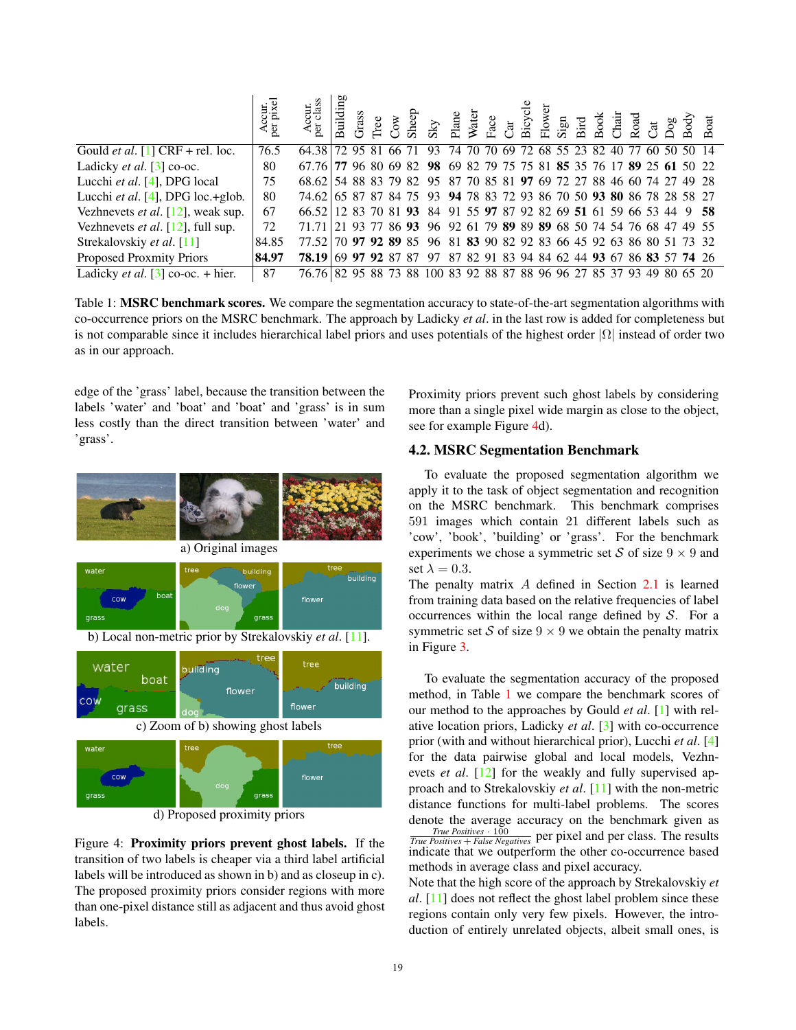| | Accur. per pixel | Accur. per class | Building | Grass | Tree | Cow | Sheep | Sky | Plane | Water | Face | Car | Bicycle | Flower | Sign | Bird | Book | Chair | Road | Cat | Dog | Body | Boat |
|---|---|---|---|---|---|---|---|---|---|---|---|---|---|---|---|---|---|---|---|---|---|---|---|
| Gould *et al.* [1] CRF + rel. loc. | 76.5 | 64.38 | 72 | 95 | 81 | 66 | 71 | 93 | 74 | 70 | 70 | 69 | 72 | 68 | 55 | 23 | 82 | 40 | 77 | 60 | 50 | 50 | 14 |
| Ladicky *et al.* [3] co-oc. | 80 | 67.76 | **77** | 96 | 80 | 69 | 82 | **98** | 69 | 82 | 79 | 75 | 75 | 81 | **85** | 35 | 76 | 17 | **89** | 25 | **61** | 50 | 22 |
| Lucchi *et al.* [4], DPG local | 75 | 68.62 | 54 | 88 | 83 | 79 | 82 | 95 | 87 | 70 | 85 | 81 | **97** | 69 | 72 | 27 | 88 | 46 | 60 | 74 | 27 | 49 | 28 |
| Lucchi *et al.* [4], DPG loc.+glob. | 80 | 74.62 | 65 | 87 | 87 | 84 | 75 | 93 | **94** | 78 | 83 | 72 | 93 | 86 | 70 | 50 | **93** | **80** | 86 | 78 | 28 | 58 | 27 |
| Vezhnevets *et al.* [12], weak sup. | 67 | 66.52 | 12 | 83 | 70 | 81 | **93** | 84 | 91 | 55 | **97** | 87 | 92 | 82 | 69 | **51** | 61 | 59 | 66 | 53 | 44 | 9 | **58** |
| Vezhnevets *et al.* [12], full sup. | 72 | 71.71 | 21 | 93 | 77 | 86 | **93** | 96 | 92 | 61 | 79 | **89** | 89 | **89** | 68 | 50 | 74 | 54 | 76 | 68 | 47 | 49 | 55 |
| Strekalovskiy *et al.* [11] | 84.85 | 77.52 | 70 | **97** | **92** | **89** | 85 | 96 | 81 | **83** | 90 | 82 | 92 | 83 | 66 | 45 | 92 | 63 | 86 | 80 | 51 | 73 | 32 |
| Proposed Proximity Priors | **84.97** | **78.19** | 69 | **97** | **92** | 87 | 87 | 97 | 87 | 82 | 91 | 83 | 94 | 84 | 62 | 44 | **93** | 67 | 86 | **83** | 57 | **74** | 26 |
| Ladicky *et al.* [3] co-oc. + hier. | 87 | 76.76 | 82 | 95 | 88 | 73 | 88 | 100 | 83 | 92 | 88 | 87 | 88 | 96 | 96 | 27 | 85 | 37 | 93 | 49 | 80 | 65 | 20 |

Table 1: **MSRC benchmark scores.** We compare the segmentation accuracy to state-of-the-art segmentation algorithms with co-occurrence priors on the MSRC benchmark. The approach by Ladicky *et al.* in the last row is added for completeness but is not comparable since it includes hierarchical label priors and uses potentials of the highest order $|\Omega|$ instead of order two as in our approach.

edge of the 'grass' label, because the transition between the labels 'water' and 'boat' and 'boat' and 'grass' is in sum less costly than the direct transition between 'water' and 'grass'.

a) Original images

b) Local non-metric prior by Strekalovskiy *et al.* [11].

c) Zoom of b) showing ghost labels

d) Proposed proximity priors

Figure 4: **Proximity priors prevent ghost labels.** If the transition of two labels is cheaper via a third label artificial labels will be introduced as shown in b) and as closeup in c). The proposed proximity priors consider regions with more than one-pixel distance still as adjacent and thus avoid ghost labels.

Proximity priors prevent such ghost labels by considering more than a single pixel wide margin as close to the object, see for example Figure 4d).

### 4.2. MSRC Segmentation Benchmark

To evaluate the proposed segmentation algorithm we apply it to the task of object segmentation and recognition on the MSRC benchmark. This benchmark comprises 591 images which contain 21 different labels such as 'cow', 'book', 'building' or 'grass'. For the benchmark experiments we chose a symmetric set $\mathcal{S}$ of size $9 \times 9$ and set $\lambda = 0.3$.
The penalty matrix $A$ defined in Section 2.1 is learned from training data based on the relative frequencies of label occurrences within the local range defined by $\mathcal{S}$. For a symmetric set $\mathcal{S}$ of size $9 \times 9$ we obtain the penalty matrix in Figure 3.

To evaluate the segmentation accuracy of the proposed method, in Table 1 we compare the benchmark scores of our method to the approaches by Gould *et al.* [1] with relative location priors, Ladicky *et al.* [3] with co-occurrence prior (with and without hierarchical prior), Lucchi *et al.* [4] for the data pairwise global and local models, Vezhnevets *et al.* [12] for the weakly and fully supervised approach and to Strekalovskiy *et al.* [11] with the non-metric distance functions for multi-label problems. The scores denote the average accuracy on the benchmark given as $\frac{\text{True Positives} \cdot 100}{\text{True Positives} + \text{False Negatives}}$ per pixel and per class. The results indicate that we outperform the other co-occurrence based methods in average class and pixel accuracy.
Note that the high score of the approach by Strekalovskiy *et al.* [11] does not reflect the ghost label problem since these regions contain only very few pixels. However, the introduction of entirely unrelated objects, albeit small ones, is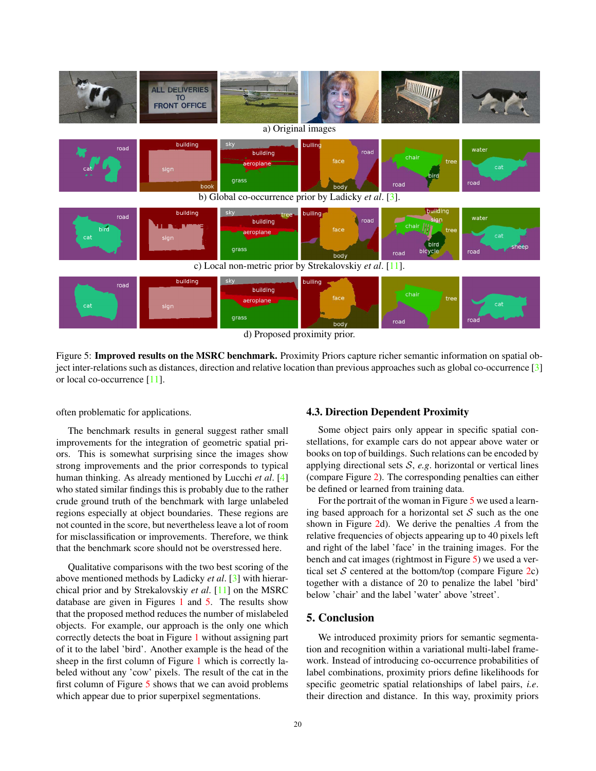a) Original images

b) Global co-occurrence prior by Ladicky *et al.* [3].

c) Local non-metric prior by Strekalovskiy *et al.* [11].

d) Proposed proximity prior.

Figure 5: **Improved results on the MSRC benchmark.** Proximity Priors capture richer semantic information on spatial object inter-relations such as distances, direction and relative location than previous approaches such as global co-occurrence [3] or local co-occurrence [11].

often problematic for applications.

The benchmark results in general suggest rather small improvements for the integration of geometric spatial priors. This is somewhat surprising since the images show strong improvements and the prior corresponds to typical human thinking. As already mentioned by Lucchi *et al.* [4] who stated similar findings this is probably due to the rather crude ground truth of the benchmark with large unlabeled regions especially at object boundaries. These regions are not counted in the score, but nevertheless leave a lot of room for misclassification or improvements. Therefore, we think that the benchmark score should not be overstressed here.

Qualitative comparisons with the two best scoring of the above mentioned methods by Ladicky *et al.* [3] with hierarchical prior and by Strekalovskiy *et al.* [11] on the MSRC database are given in Figures 1 and 5. The results show that the proposed method reduces the number of mislabeled objects. For example, our approach is the only one which correctly detects the boat in Figure 1 without assigning part of it to the label 'bird'. Another example is the head of the sheep in the first column of Figure 1 which is correctly labeled without any 'cow' pixels. The result of the cat in the first column of Figure 5 shows that we can avoid problems which appear due to prior superpixel segmentations.

### 4.3. Direction Dependent Proximity

Some object pairs only appear in specific spatial constellations, for example cars do not appear above water or books on top of buildings. Such relations can be encoded by applying directional sets $\mathcal{S}$, *e.g.* horizontal or vertical lines (compare Figure 2). The corresponding penalties can either be defined or learned from training data.

For the portrait of the woman in Figure 5 we used a learning based approach for a horizontal set $\mathcal{S}$ such as the one shown in Figure 2d). We derive the penalties $A$ from the relative frequencies of objects appearing up to 40 pixels left and right of the label 'face' in the training images. For the bench and cat images (rightmost in Figure 5) we used a vertical set $\mathcal{S}$ centered at the bottom/top (compare Figure 2c) together with a distance of 20 to penalize the label 'bird' below 'chair' and the label 'water' above 'street'.

## 5. Conclusion

We introduced proximity priors for semantic segmentation and recognition within a variational multi-label framework. Instead of introducing co-occurrence probabilities of label combinations, proximity priors define likelihoods for specific geometric spatial relationships of label pairs, *i.e.* their direction and distance. In this way, proximity priors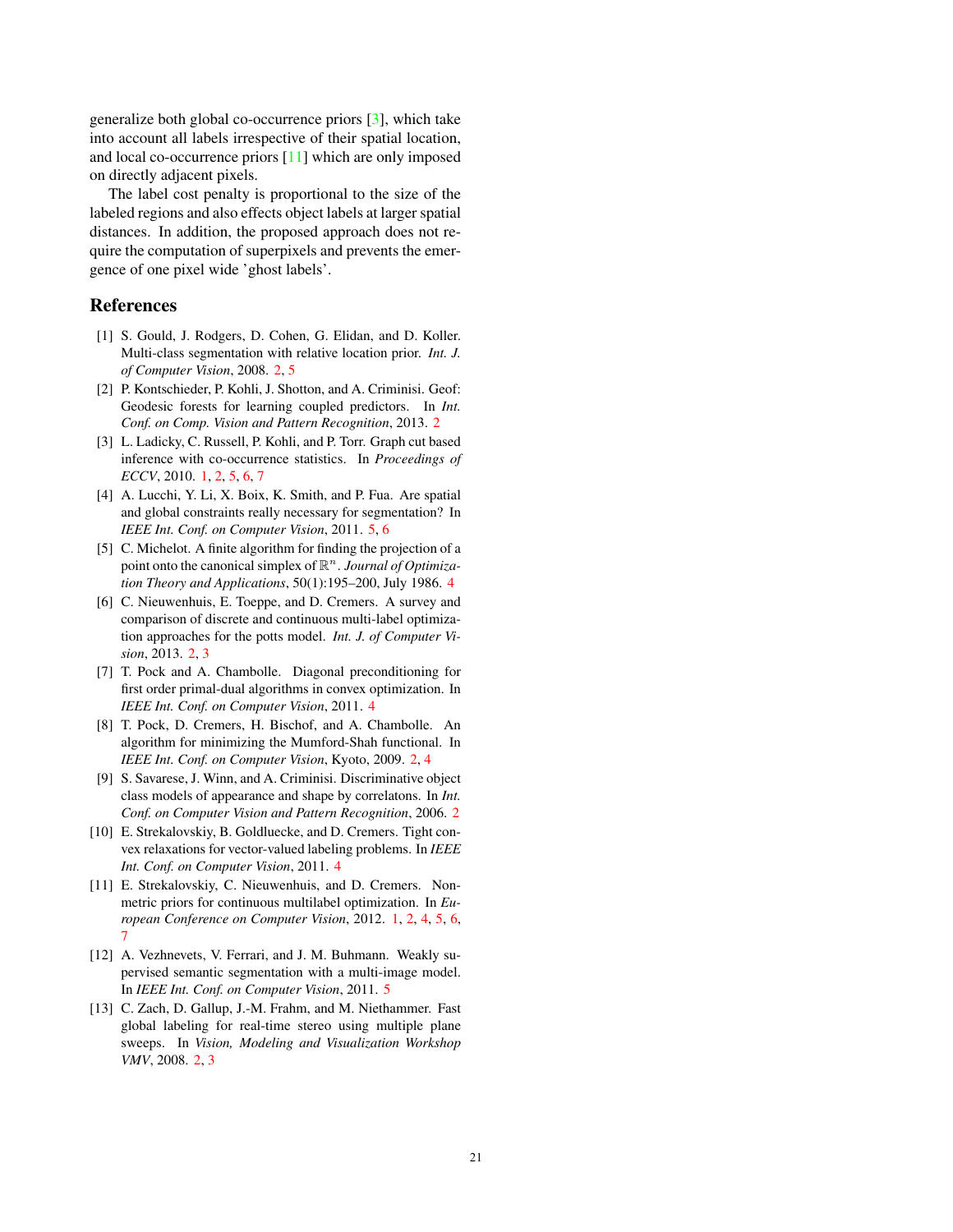generalize both global co-occurrence priors [3], which take into account all labels irrespective of their spatial location, and local co-occurrence priors [11] which are only imposed on directly adjacent pixels.

The label cost penalty is proportional to the size of the labeled regions and also effects object labels at larger spatial distances. In addition, the proposed approach does not require the computation of superpixels and prevents the emergence of one pixel wide 'ghost labels'.

## References

[1] S. Gould, J. Rodgers, D. Cohen, G. Elidan, and D. Koller. Multi-class segmentation with relative location prior. *Int. J. of Computer Vision*, 2008. 2, 5

[2] P. Kontschieder, P. Kohli, J. Shotton, and A. Criminisi. Geof: Geodesic forests for learning coupled predictors. In *Int. Conf. on Comp. Vision and Pattern Recognition*, 2013. 2

[3] L. Ladicky, C. Russell, P. Kohli, and P. Torr. Graph cut based inference with co-occurrence statistics. In *Proceedings of ECCV*, 2010. 1, 2, 5, 6, 7

[4] A. Lucchi, Y. Li, X. Boix, K. Smith, and P. Fua. Are spatial and global constraints really necessary for segmentation? In *IEEE Int. Conf. on Computer Vision*, 2011. 5, 6

[5] C. Michelot. A finite algorithm for finding the projection of a point onto the canonical simplex of $\mathbb{R}^n$. *Journal of Optimization Theory and Applications*, 50(1):195–200, July 1986. 4

[6] C. Nieuwenhuis, E. Toeppe, and D. Cremers. A survey and comparison of discrete and continuous multi-label optimization approaches for the potts model. *Int. J. of Computer Vision*, 2013. 2, 3

[7] T. Pock and A. Chambolle. Diagonal preconditioning for first order primal-dual algorithms in convex optimization. In *IEEE Int. Conf. on Computer Vision*, 2011. 4

[8] T. Pock, D. Cremers, H. Bischof, and A. Chambolle. An algorithm for minimizing the Mumford-Shah functional. In *IEEE Int. Conf. on Computer Vision*, Kyoto, 2009. 2, 4

[9] S. Savarese, J. Winn, and A. Criminisi. Discriminative object class models of appearance and shape by correlatons. In *Int. Conf. on Computer Vision and Pattern Recognition*, 2006. 2

[10] E. Strekalovskiy, B. Goldluecke, and D. Cremers. Tight convex relaxations for vector-valued labeling problems. In *IEEE Int. Conf. on Computer Vision*, 2011. 4

[11] E. Strekalovskiy, C. Nieuwenhuis, and D. Cremers. Nonmetric priors for continuous multilabel optimization. In *European Conference on Computer Vision*, 2012. 1, 2, 4, 5, 6, 7

[12] A. Vezhnevets, V. Ferrari, and J. M. Buhmann. Weakly supervised semantic segmentation with a multi-image model. In *IEEE Int. Conf. on Computer Vision*, 2011. 5

[13] C. Zach, D. Gallup, J.-M. Frahm, and M. Niethammer. Fast global labeling for real-time stereo using multiple plane sweeps. In *Vision, Modeling and Visualization Workshop VMV*, 2008. 2, 3